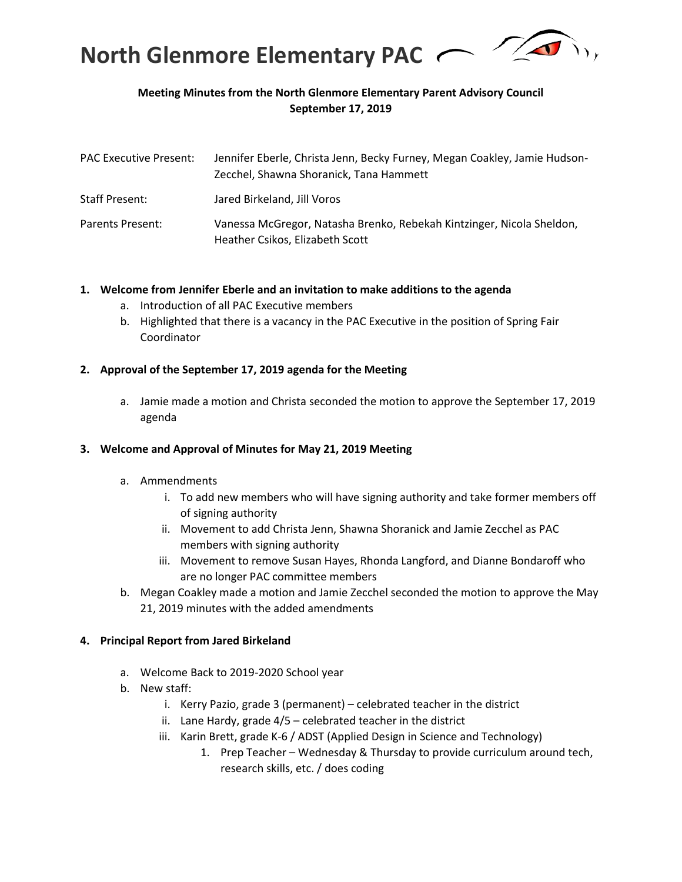# North Glenmore Elementary PAC

**Meeting Minutes from the North Glenmore Elementary Parent Advisory Council**
**September 17, 2019**

| | |
|---|---|
| PAC Executive Present: | Jennifer Eberle, Christa Jenn, Becky Furney, Megan Coakley, Jamie Hudson-Zecchel, Shawna Shoranick, Tana Hammett |
| Staff Present: | Jared Birkeland, Jill Voros |
| Parents Present: | Vanessa McGregor, Natasha Brenko, Rebekah Kintzinger, Nicola Sheldon, Heather Csikos, Elizabeth Scott |

1. **Welcome from Jennifer Eberle and an invitation to make additions to the agenda**
   a. Introduction of all PAC Executive members
   b. Highlighted that there is a vacancy in the PAC Executive in the position of Spring Fair Coordinator

2. **Approval of the September 17, 2019 agenda for the Meeting**
   a. Jamie made a motion and Christa seconded the motion to approve the September 17, 2019 agenda

3. **Welcome and Approval of Minutes for May 21, 2019 Meeting**
   a. Ammendments
      i. To add new members who will have signing authority and take former members off of signing authority
      ii. Movement to add Christa Jenn, Shawna Shoranick and Jamie Zecchel as PAC members with signing authority
      iii. Movement to remove Susan Hayes, Rhonda Langford, and Dianne Bondaroff who are no longer PAC committee members
   b. Megan Coakley made a motion and Jamie Zecchel seconded the motion to approve the May 21, 2019 minutes with the added amendments

4. **Principal Report from Jared Birkeland**
   a. Welcome Back to 2019-2020 School year
   b. New staff:
      i. Kerry Pazio, grade 3 (permanent) – celebrated teacher in the district
      ii. Lane Hardy, grade 4/5 – celebrated teacher in the district
      iii. Karin Brett, grade K-6 / ADST (Applied Design in Science and Technology)
         1. Prep Teacher – Wednesday & Thursday to provide curriculum around tech, research skills, etc. / does coding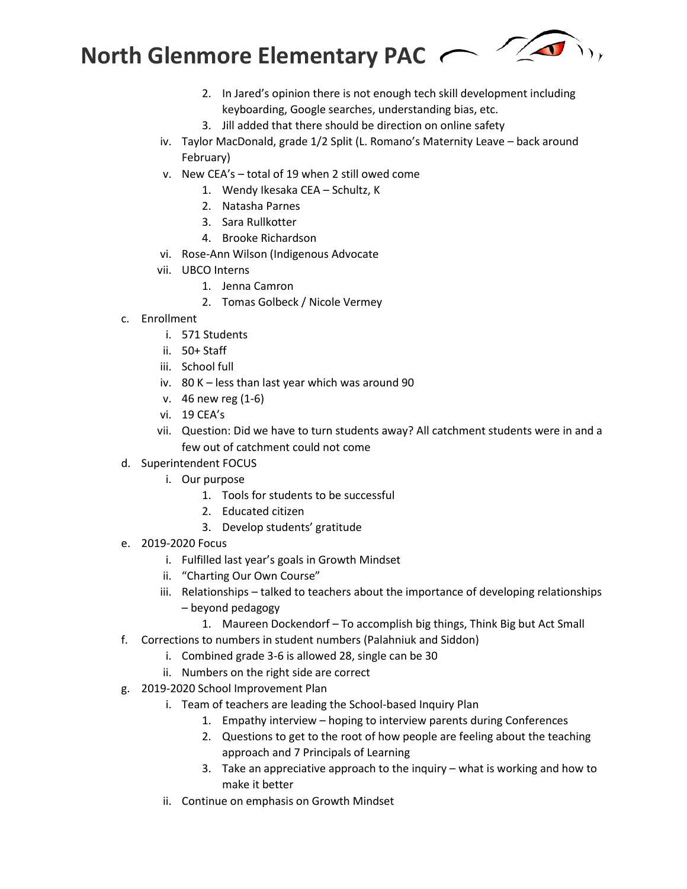2. In Jared's opinion there is not enough tech skill development including keyboarding, Google searches, understanding bias, etc.
3. Jill added that there should be direction on online safety

iv. Taylor MacDonald, grade 1/2 Split (L. Romano's Maternity Leave – back around February)

v. New CEA's – total of 19 when 2 still owed come
   1. Wendy Ikesaka CEA – Schultz, K
   2. Natasha Parnes
   3. Sara Rullkotter
   4. Brooke Richardson

vi. Rose-Ann Wilson (Indigenous Advocate

vii. UBCO Interns
   1. Jenna Camron
   2. Tomas Golbeck / Nicole Vermey

c. Enrollment
   i. 571 Students
   ii. 50+ Staff
   iii. School full
   iv. 80 K – less than last year which was around 90
   v. 46 new reg (1-6)
   vi. 19 CEA's
   vii. Question: Did we have to turn students away? All catchment students were in and a few out of catchment could not come

d. Superintendent FOCUS
   i. Our purpose
      1. Tools for students to be successful
      2. Educated citizen
      3. Develop students' gratitude

e. 2019-2020 Focus
   i. Fulfilled last year's goals in Growth Mindset
   ii. "Charting Our Own Course"
   iii. Relationships – talked to teachers about the importance of developing relationships – beyond pedagogy
      1. Maureen Dockendorf – To accomplish big things, Think Big but Act Small

f. Corrections to numbers in student numbers (Palahniuk and Siddon)
   i. Combined grade 3-6 is allowed 28, single can be 30
   ii. Numbers on the right side are correct

g. 2019-2020 School Improvement Plan
   i. Team of teachers are leading the School-based Inquiry Plan
      1. Empathy interview – hoping to interview parents during Conferences
      2. Questions to get to the root of how people are feeling about the teaching approach and 7 Principals of Learning
      3. Take an appreciative approach to the inquiry – what is working and how to make it better
   ii. Continue on emphasis on Growth Mindset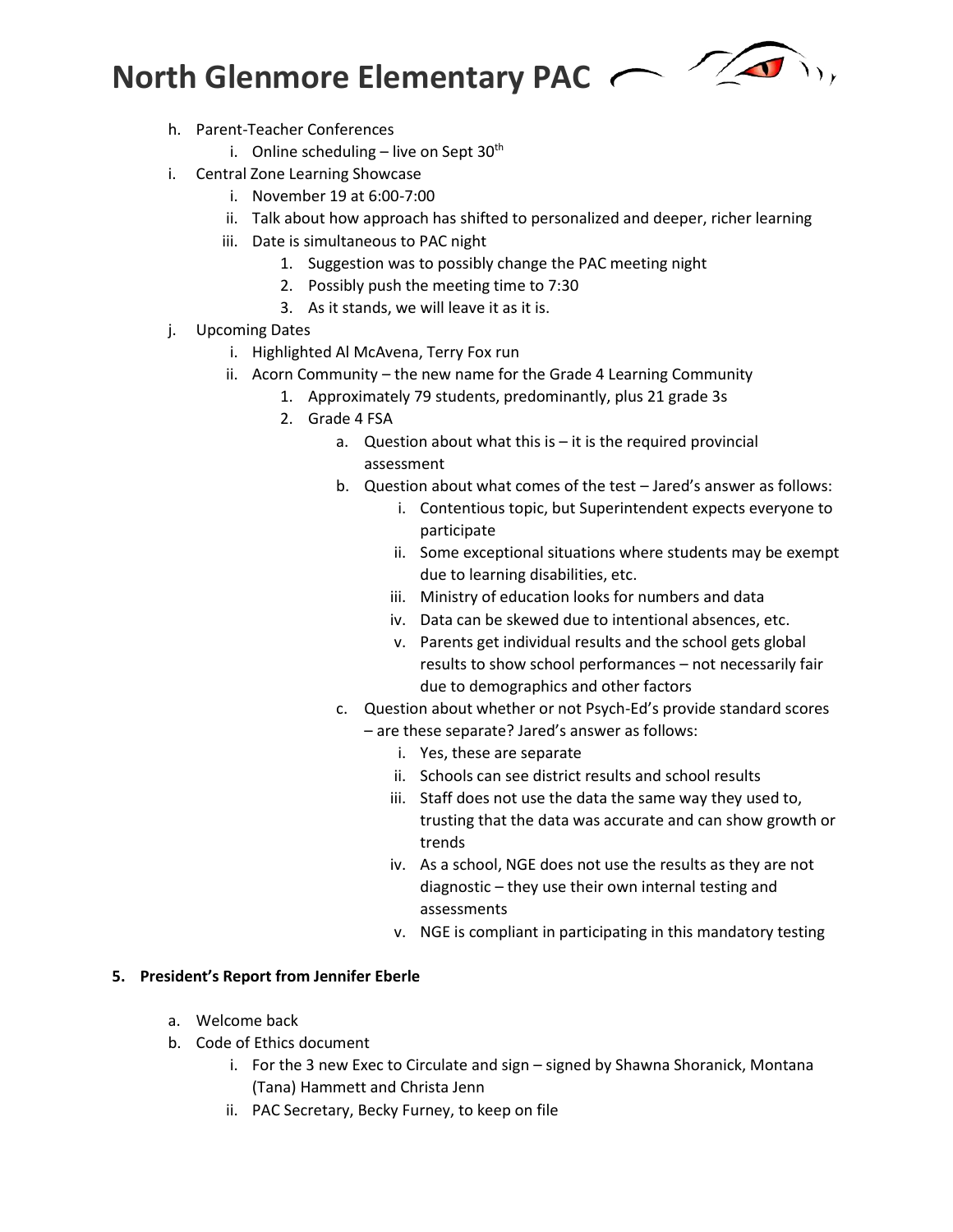h. Parent-Teacher Conferences
    i. Online scheduling – live on Sept 30th

i. Central Zone Learning Showcase
    i. November 19 at 6:00-7:00
    ii. Talk about how approach has shifted to personalized and deeper, richer learning
    iii. Date is simultaneous to PAC night
        1. Suggestion was to possibly change the PAC meeting night
        2. Possibly push the meeting time to 7:30
        3. As it stands, we will leave it as it is.

j. Upcoming Dates
    i. Highlighted Al McAvena, Terry Fox run
    ii. Acorn Community – the new name for the Grade 4 Learning Community
        1. Approximately 79 students, predominantly, plus 21 grade 3s
        2. Grade 4 FSA
            a. Question about what this is – it is the required provincial assessment
            b. Question about what comes of the test – Jared's answer as follows:
                i. Contentious topic, but Superintendent expects everyone to participate
                ii. Some exceptional situations where students may be exempt due to learning disabilities, etc.
                iii. Ministry of education looks for numbers and data
                iv. Data can be skewed due to intentional absences, etc.
                v. Parents get individual results and the school gets global results to show school performances – not necessarily fair due to demographics and other factors
            c. Question about whether or not Psych-Ed's provide standard scores – are these separate? Jared's answer as follows:
                i. Yes, these are separate
                ii. Schools can see district results and school results
                iii. Staff does not use the data the same way they used to, trusting that the data was accurate and can show growth or trends
                iv. As a school, NGE does not use the results as they are not diagnostic – they use their own internal testing and assessments
                v. NGE is compliant in participating in this mandatory testing

**5. President's Report from Jennifer Eberle**

a. Welcome back

b. Code of Ethics document
    i. For the 3 new Exec to Circulate and sign – signed by Shawna Shoranick, Montana (Tana) Hammett and Christa Jenn
    ii. PAC Secretary, Becky Furney, to keep on file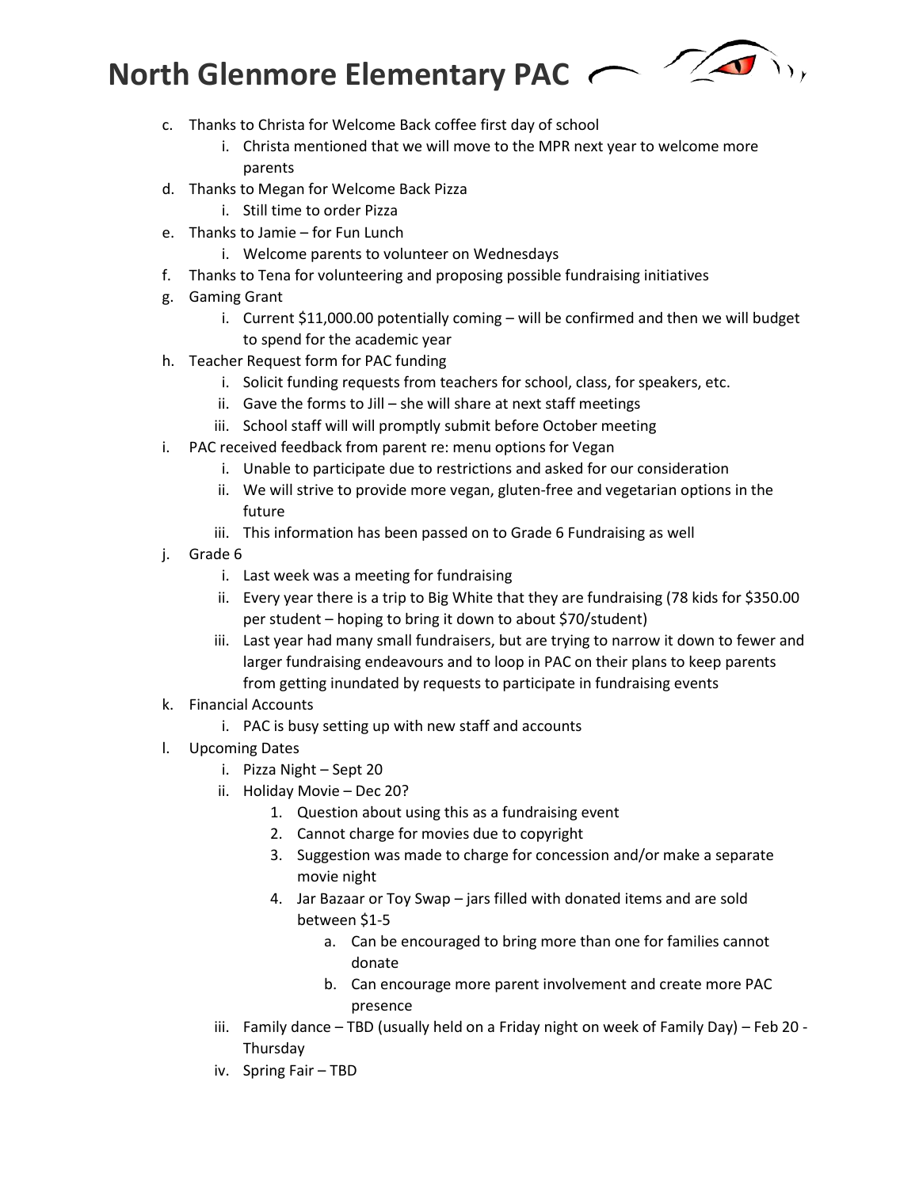# North Glenmore Elementary PAC

c. Thanks to Christa for Welcome Back coffee first day of school
   i. Christa mentioned that we will move to the MPR next year to welcome more parents
d. Thanks to Megan for Welcome Back Pizza
   i. Still time to order Pizza
e. Thanks to Jamie – for Fun Lunch
   i. Welcome parents to volunteer on Wednesdays
f. Thanks to Tena for volunteering and proposing possible fundraising initiatives
g. Gaming Grant
   i. Current $11,000.00 potentially coming – will be confirmed and then we will budget to spend for the academic year
h. Teacher Request form for PAC funding
   i. Solicit funding requests from teachers for school, class, for speakers, etc.
   ii. Gave the forms to Jill – she will share at next staff meetings
   iii. School staff will will promptly submit before October meeting
i. PAC received feedback from parent re: menu options for Vegan
   i. Unable to participate due to restrictions and asked for our consideration
   ii. We will strive to provide more vegan, gluten-free and vegetarian options in the future
   iii. This information has been passed on to Grade 6 Fundraising as well
j. Grade 6
   i. Last week was a meeting for fundraising
   ii. Every year there is a trip to Big White that they are fundraising (78 kids for $350.00 per student – hoping to bring it down to about $70/student)
   iii. Last year had many small fundraisers, but are trying to narrow it down to fewer and larger fundraising endeavours and to loop in PAC on their plans to keep parents from getting inundated by requests to participate in fundraising events
k. Financial Accounts
   i. PAC is busy setting up with new staff and accounts
l. Upcoming Dates
   i. Pizza Night – Sept 20
   ii. Holiday Movie – Dec 20?
      1. Question about using this as a fundraising event
      2. Cannot charge for movies due to copyright
      3. Suggestion was made to charge for concession and/or make a separate movie night
      4. Jar Bazaar or Toy Swap – jars filled with donated items and are sold between $1-5
         a. Can be encouraged to bring more than one for families cannot donate
         b. Can encourage more parent involvement and create more PAC presence
   iii. Family dance – TBD (usually held on a Friday night on week of Family Day) – Feb 20 - Thursday
   iv. Spring Fair – TBD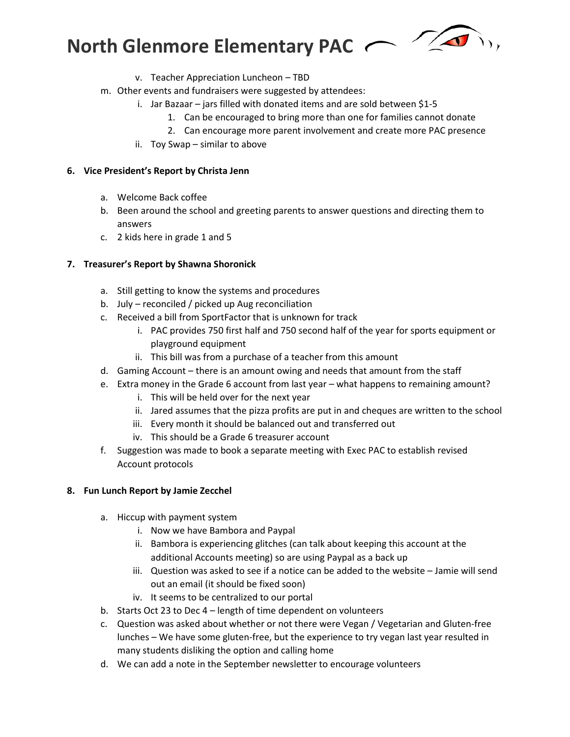v. Teacher Appreciation Luncheon – TBD

m. Other events and fundraisers were suggested by attendees:
   i. Jar Bazaar – jars filled with donated items and are sold between $1-5
      1. Can be encouraged to bring more than one for families cannot donate
      2. Can encourage more parent involvement and create more PAC presence
   ii. Toy Swap – similar to above

**6. Vice President's Report by Christa Jenn**

a. Welcome Back coffee
b. Been around the school and greeting parents to answer questions and directing them to answers
c. 2 kids here in grade 1 and 5

**7. Treasurer's Report by Shawna Shoronick**

a. Still getting to know the systems and procedures
b. July – reconciled / picked up Aug reconciliation
c. Received a bill from SportFactor that is unknown for track
   i. PAC provides 750 first half and 750 second half of the year for sports equipment or playground equipment
   ii. This bill was from a purchase of a teacher from this amount
d. Gaming Account – there is an amount owing and needs that amount from the staff
e. Extra money in the Grade 6 account from last year – what happens to remaining amount?
   i. This will be held over for the next year
   ii. Jared assumes that the pizza profits are put in and cheques are written to the school
   iii. Every month it should be balanced out and transferred out
   iv. This should be a Grade 6 treasurer account
f. Suggestion was made to book a separate meeting with Exec PAC to establish revised Account protocols

**8. Fun Lunch Report by Jamie Zecchel**

a. Hiccup with payment system
   i. Now we have Bambora and Paypal
   ii. Bambora is experiencing glitches (can talk about keeping this account at the additional Accounts meeting) so are using Paypal as a back up
   iii. Question was asked to see if a notice can be added to the website – Jamie will send out an email (it should be fixed soon)
   iv. It seems to be centralized to our portal
b. Starts Oct 23 to Dec 4 – length of time dependent on volunteers
c. Question was asked about whether or not there were Vegan / Vegetarian and Gluten-free lunches – We have some gluten-free, but the experience to try vegan last year resulted in many students disliking the option and calling home
d. We can add a note in the September newsletter to encourage volunteers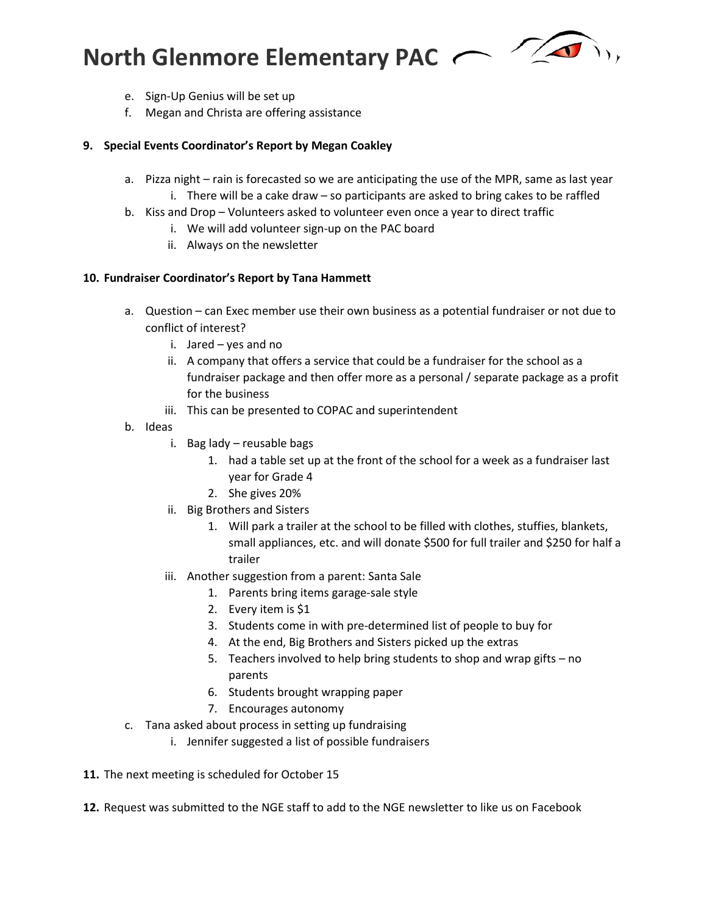e. Sign-Up Genius will be set up
f. Megan and Christa are offering assistance

**9. Special Events Coordinator's Report by Megan Coakley**

a. Pizza night – rain is forecasted so we are anticipating the use of the MPR, same as last year
    i. There will be a cake draw – so participants are asked to bring cakes to be raffled
b. Kiss and Drop – Volunteers asked to volunteer even once a year to direct traffic
    i. We will add volunteer sign-up on the PAC board
    ii. Always on the newsletter

**10. Fundraiser Coordinator's Report by Tana Hammett**

a. Question – can Exec member use their own business as a potential fundraiser or not due to conflict of interest?
    i. Jared – yes and no
    ii. A company that offers a service that could be a fundraiser for the school as a fundraiser package and then offer more as a personal / separate package as a profit for the business
    iii. This can be presented to COPAC and superintendent
b. Ideas
    i. Bag lady – reusable bags
        1. had a table set up at the front of the school for a week as a fundraiser last year for Grade 4
        2. She gives 20%
    ii. Big Brothers and Sisters
        1. Will park a trailer at the school to be filled with clothes, stuffies, blankets, small appliances, etc. and will donate $500 for full trailer and $250 for half a trailer
    iii. Another suggestion from a parent: Santa Sale
        1. Parents bring items garage-sale style
        2. Every item is $1
        3. Students come in with pre-determined list of people to buy for
        4. At the end, Big Brothers and Sisters picked up the extras
        5. Teachers involved to help bring students to shop and wrap gifts – no parents
        6. Students brought wrapping paper
        7. Encourages autonomy
c. Tana asked about process in setting up fundraising
    i. Jennifer suggested a list of possible fundraisers

**11.** The next meeting is scheduled for October 15

**12.** Request was submitted to the NGE staff to add to the NGE newsletter to like us on Facebook